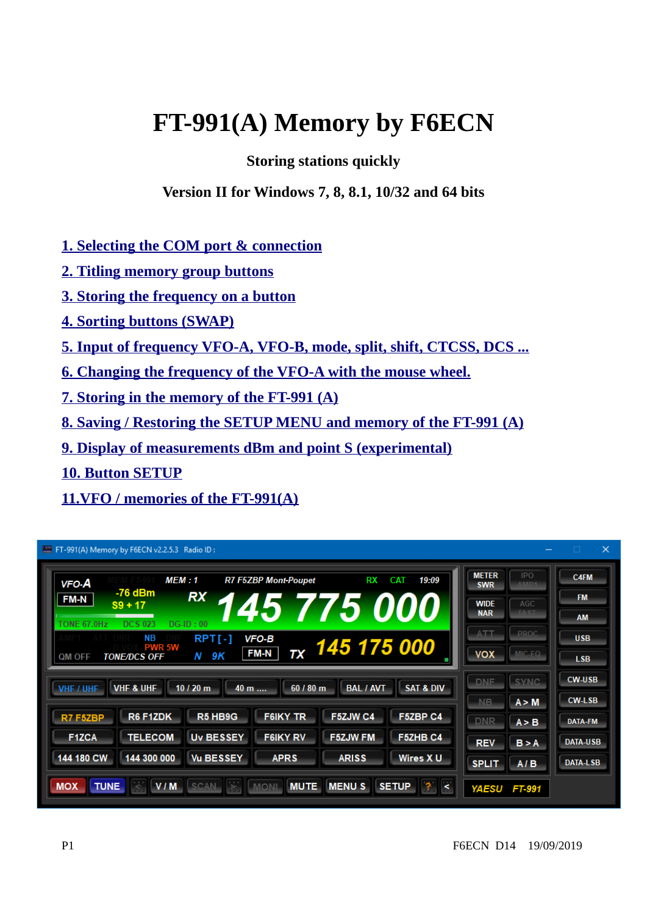# FT-991(A) Memory by F6ECN

**Storing stations quickly**

**Version II for Windows 7, 8, 8.1, 10/32 and 64 bits**

1. Selecting the COM port & connection
2. Titling memory group buttons
3. Storing the frequency on a button
4. Sorting buttons (SWAP)
5. Input of frequency VFO-A, VFO-B, mode, split, shift, CTCSS, DCS ...
6. Changing the frequency of the VFO-A with the mouse wheel.
7. Storing in the memory of the FT-991 (A)
8. Saving / Restoring the SETUP MENU and memory of the FT-991 (A)
9. Display of measurements dBm and point S (experimental)
10. Button SETUP
11. VFO / memories of the FT-991(A)

F6ECN D14 19/09/2019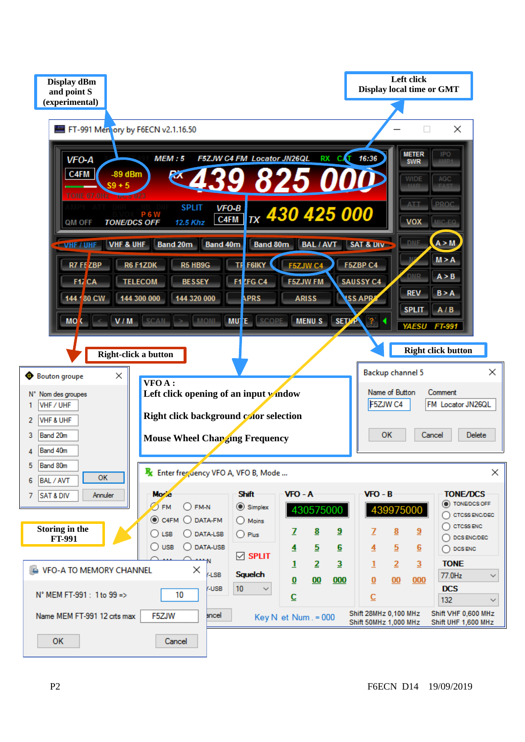Display dBm and point S (experimental)

Left click
Display local time or GMT

FT-991 Memory by F6ECN v2.1.16.50

VFO-A | C4FM | -89 dBm | S9 + 5 | MEM : 5 | F5ZJW C4 FM Locator JN26QL | RX | CAT | 16:36

RX 439 825 000

TONE 67.0Hz | DCS 023

AMP1 ATT DNF NB DNR SPLIT | VFO-B | P 6 W | C4FM | TX 430 425 000

QM OFF | TONE/DCS OFF | 12.5 Khz

METER SWR | IPO AMP1 | WIDE NAR | AGC FAST | ATT | PROC | VOX | MIC EQ | DNF | A > M | NB | M > A | DNR | A > B | REV | B > A | SPLIT | A / B

VHF / UHF | VHF & UHF | Band 20m | Band 40m | Band 80m | BAL / AVT | SAT & DIV

R7 F5ZBP | R6 F1ZDK | R5 HB9G | TR F6IKY | F5ZJW C4 | F5ZBP C4

F1ZCA | TELECOM | BESSEY | F1ZFG C4 | F5ZJW FM | SAUSSY C4

144 180 CW | 144 300 000 | 144 320 000 | APRS | ARISS | ISS APRS

MOX | < | V / M | SCAN | > | MONI | MUTE | SCOPE | MENU S | SETUP | ? | YAESU FT-991

Right-click a button

VFO A :
Left click opening of an input window

Right click background color selection

Mouse Wheel Changing Frequency

Right click button

**Bouton groupe**

N° Nom des groupes

| N° | Nom des groupes |
|---|---|
| 1 | VHF / UHF |
| 2 | VHF & UHF |
| 3 | Band 20m |
| 4 | Band 40m |
| 5 | Band 80m |
| 6 | BAL / AVT |
| 7 | SAT & DIV |

OK | Annuler

**Backup channel 5**

Name of Button: F5ZJW C4 | Comment: FM Locator JN26QL

OK | Cancel | Delete

**Enter frequency VFO A, VFO B, Mode ...**

Mode: FM, FM-N, C4FM, DATA-FM, LSB, DATA-LSB, USB, DATA-USB, AM, AM-N, RTTY-LSB, RTTY-USB

Shift: Simplex, Moins, Plus

SPLIT

Squelch: 10

VFO - A: 430575000

VFO - B: 439975000

7 8 9 / 4 5 6 / 1 2 3 / 0 00 000 / C

TONE/DCS: TONE/DCS OFF, CTCSS ENC/DEC, CTCSS ENC, DCS ENC/DEC, DCS ENC

TONE: 77.0Hz

DCS: 132

Key N et Num . = 000

Shift 28MHz 0,100 MHz
Shift 50MHz 1,000 MHz

Shift VHF 0,600 MHz
Shift UHF 1,600 MHz

Storing in the FT-991

**VFO-A TO MEMORY CHANNEL**

N° MEM FT-991 : 1 to 99 => 10

Name MEM FT-991 12 crts max: F5ZJW

OK | Cancel

P2

F6ECN D14 19/09/2019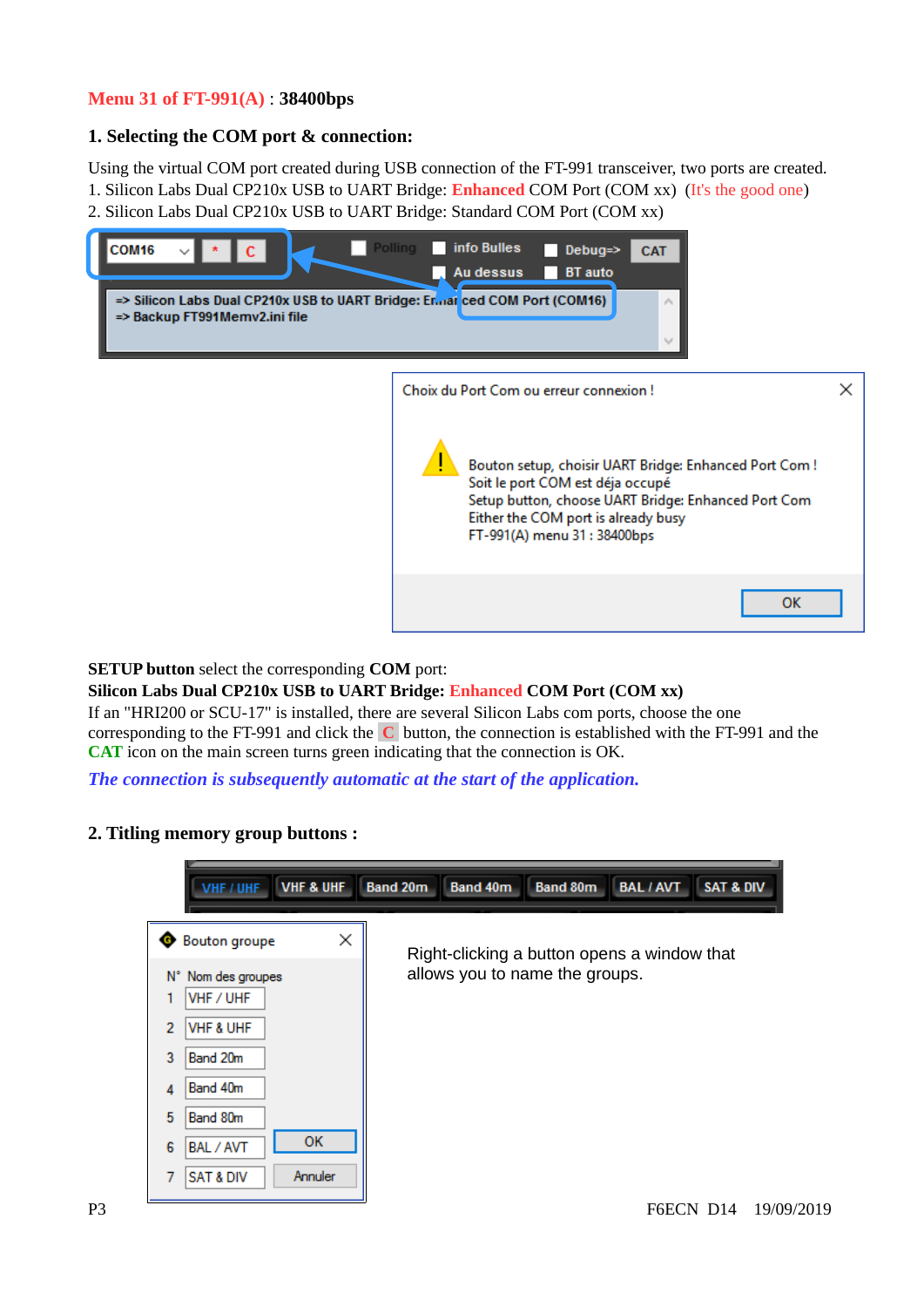**Menu 31 of FT-991(A)** : **38400bps**

## 1. Selecting the COM port & connection:

Using the virtual COM port created during USB connection of the FT-991 transceiver, two ports are created.
1. Silicon Labs Dual CP210x USB to UART Bridge: **Enhanced** COM Port (COM xx) (It's the good one)
2. Silicon Labs Dual CP210x USB to UART Bridge: Standard COM Port (COM xx)

**SETUP button** select the corresponding **COM** port:
**Silicon Labs Dual CP210x USB to UART Bridge: Enhanced COM Port (COM xx)**
If an "HRI200 or SCU-17" is installed, there are several Silicon Labs com ports, choose the one corresponding to the FT-991 and click the **C** button, the connection is established with the FT-991 and the **CAT** icon on the main screen turns green indicating that the connection is OK.
***The connection is subsequently automatic at the start of the application.***

## 2. Titling memory group buttons :

Right-clicking a button opens a window that allows you to name the groups.

F6ECN D14 19/09/2019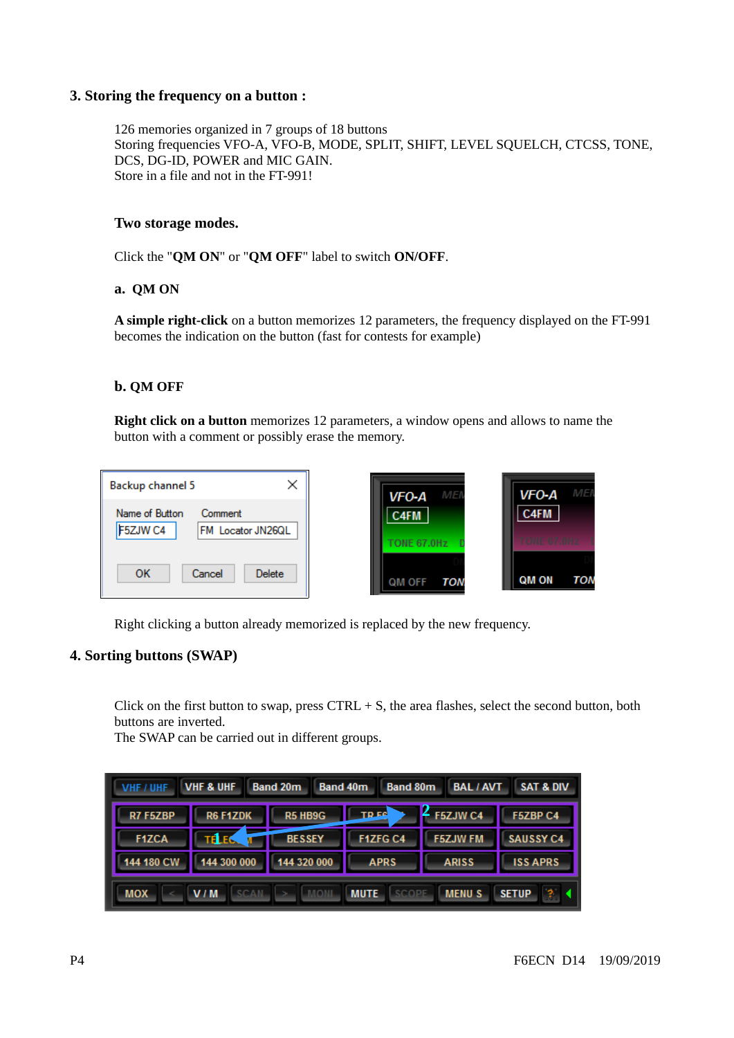## 3. Storing the frequency on a button :

126 memories organized in 7 groups of 18 buttons
Storing frequencies VFO-A, VFO-B, MODE, SPLIT, SHIFT, LEVEL SQUELCH, CTCSS, TONE, DCS, DG-ID, POWER and MIC GAIN.
Store in a file and not in the FT-991!

### Two storage modes.

Click the "**QM ON**" or "**QM OFF**" label to switch **ON/OFF**.

**a. QM ON**

**A simple right-click** on a button memorizes 12 parameters, the frequency displayed on the FT-991 becomes the indication on the button (fast for contests for example)

**b. QM OFF**

**Right click on a button** memorizes 12 parameters, a window opens and allows to name the button with a comment or possibly erase the memory.

Right clicking a button already memorized is replaced by the new frequency.

## 4. Sorting buttons (SWAP)

Click on the first button to swap, press CTRL + S, the area flashes, select the second button, both buttons are inverted.
The SWAP can be carried out in different groups.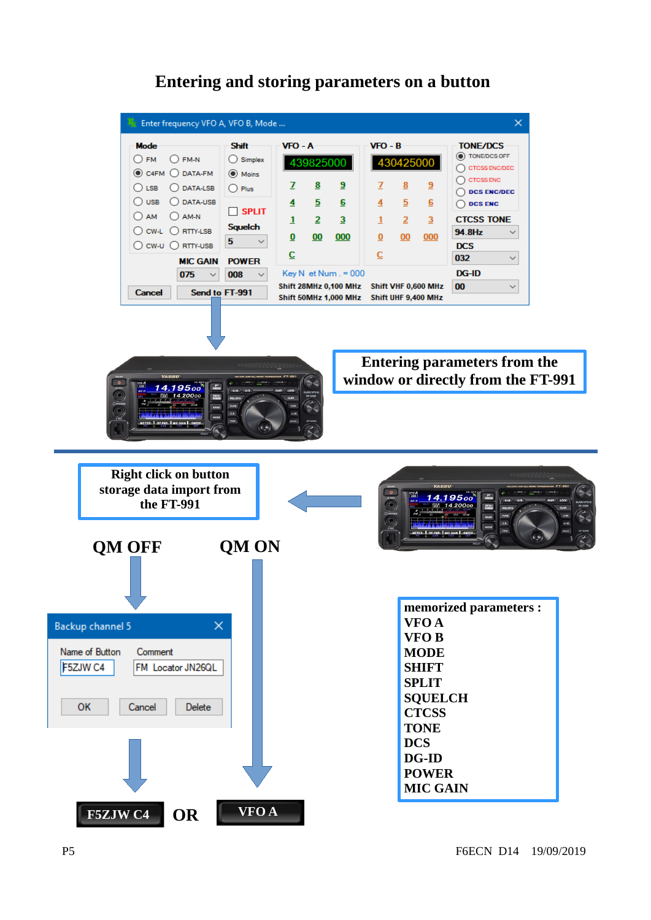# Entering and storing parameters on a button

Enter frequency VFO A, VFO B, Mode ...

| Mode | | Shift | VFO - A | | | VFO - B | | | TONE/DCS |
|---|---|---|---|---|---|---|---|---|---|
| FM | FM-N | Simplex | 439825000 | | | 430425000 | | | TONE/DCS OFF |
| C4FM | DATA-FM | Moins | 7 | 8 | 9 | 7 | 8 | 9 | CTCSS ENC/DEC |
| LSB | DATA-LSB | Plus | 4 | 5 | 6 | 4 | 5 | 6 | CTCSS ENC |
| USB | DATA-USB | SPLIT | 1 | 2 | 3 | 1 | 2 | 3 | DCS ENC/DEC |
| AM | AM-N | Squelch | 0 | 00 | 000 | 0 | 00 | 000 | DCS ENC |
| CW-L | RTTY-LSB | 5 | C | | | C | | | CTCSS TONE 94.8Hz |
| CW-U | RTTY-USB | | | | | | | | DCS 032 |
| MIC GAIN 075 | | POWER 008 | Key N et Num . = 000 | | | | | | DG-ID 00 |
| Cancel | | Send to FT-991 | Shift 28MHz 0,100 MHz / Shift 50MHz 1,000 MHz | | | Shift VHF 0,600 MHz / Shift UHF 9,400 MHz | | | |

**Entering parameters from the window or directly from the FT-991**

**Right click on button storage data import from the FT-991**

**QM OFF** **QM ON**

Backup channel 5

Name of Button: F5ZJW C4
Comment: FM Locator JN26QL

OK Cancel Delete

**F5ZJW C4** **OR** **VFO A**

**memorized parameters :**
**VFO A**
**VFO B**
**MODE**
**SHIFT**
**SPLIT**
**SQUELCH**
**CTCSS**
**TONE**
**DCS**
**DG-ID**
**POWER**
**MIC GAIN**

P5 F6ECN D14 19/09/2019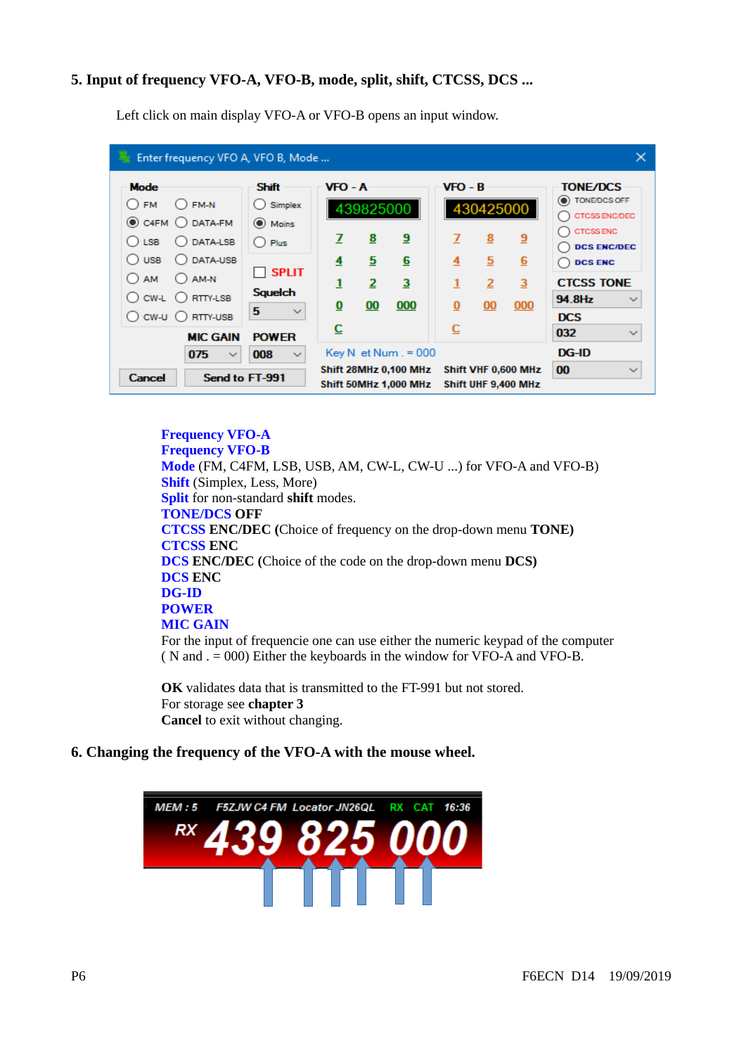## 5. Input of frequency VFO-A, VFO-B, mode, split, shift, CTCSS, DCS ...

Left click on main display VFO-A or VFO-B opens an input window.

**Frequency VFO-A**
**Frequency VFO-B**
**Mode** (FM, C4FM, LSB, USB, AM, CW-L, CW-U ...) for VFO-A and VFO-B)
**Shift** (Simplex, Less, More)
**Split** for non-standard **shift** modes.
**TONE/DCS OFF**
**CTCSS ENC/DEC (**Choice of frequency on the drop-down menu **TONE)**
**CTCSS ENC**
**DCS ENC/DEC (**Choice of the code on the drop-down menu **DCS)**
**DCS ENC**
**DG-ID**
**POWER**
**MIC GAIN**
For the input of frequencie one can use either the numeric keypad of the computer ( N and . = 000) Either the keyboards in the window for VFO-A and VFO-B.

**OK** validates data that is transmitted to the FT-991 but not stored.
For storage see **chapter 3**
**Cancel** to exit without changing.

## 6. Changing the frequency of the VFO-A with the mouse wheel.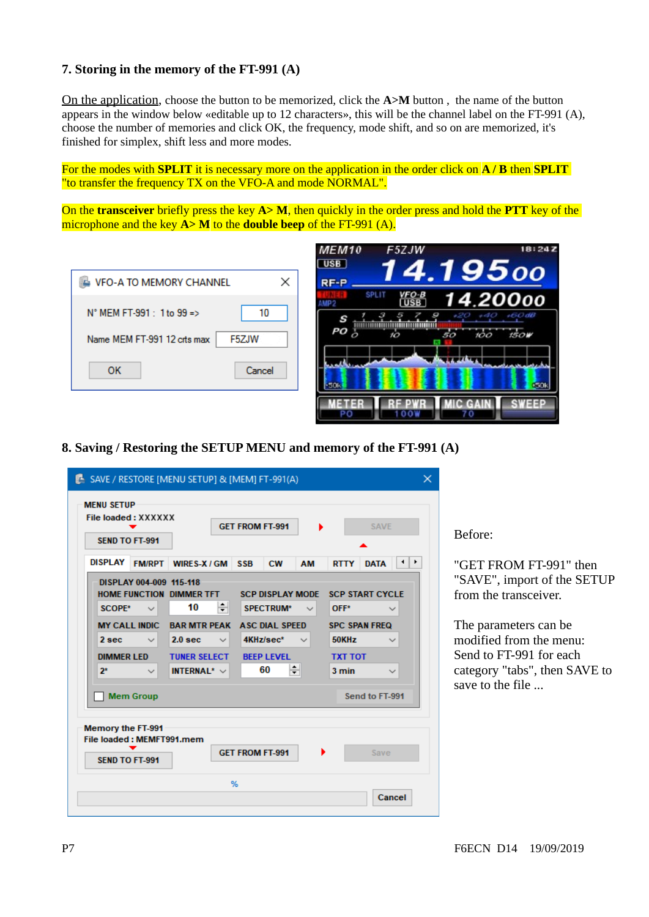## 7. Storing in the memory of the FT-991 (A)

On the application, choose the button to be memorized, click the **A>M** button , the name of the button appears in the window below «editable up to 12 characters», this will be the channel label on the FT-991 (A), choose the number of memories and click OK, the frequency, mode shift, and so on are memorized, it's finished for simplex, shift less and more modes.

For the modes with **SPLIT** it is necessary more on the application in the order click on **A / B** then **SPLIT** "to transfer the frequency TX on the VFO-A and mode NORMAL".

On the **transceiver** briefly press the key **A> M**, then quickly in the order press and hold the **PTT** key of the microphone and the key **A> M** to the **double beep** of the FT-991 (A).

## 8. Saving / Restoring the SETUP MENU and memory of the FT-991 (A)

Before:

"GET FROM FT-991" then "SAVE", import of the SETUP from the transceiver.

The parameters can be modified from the menu: Send to FT-991 for each category "tabs", then SAVE to save to the file ...

F6ECN D14 19/09/2019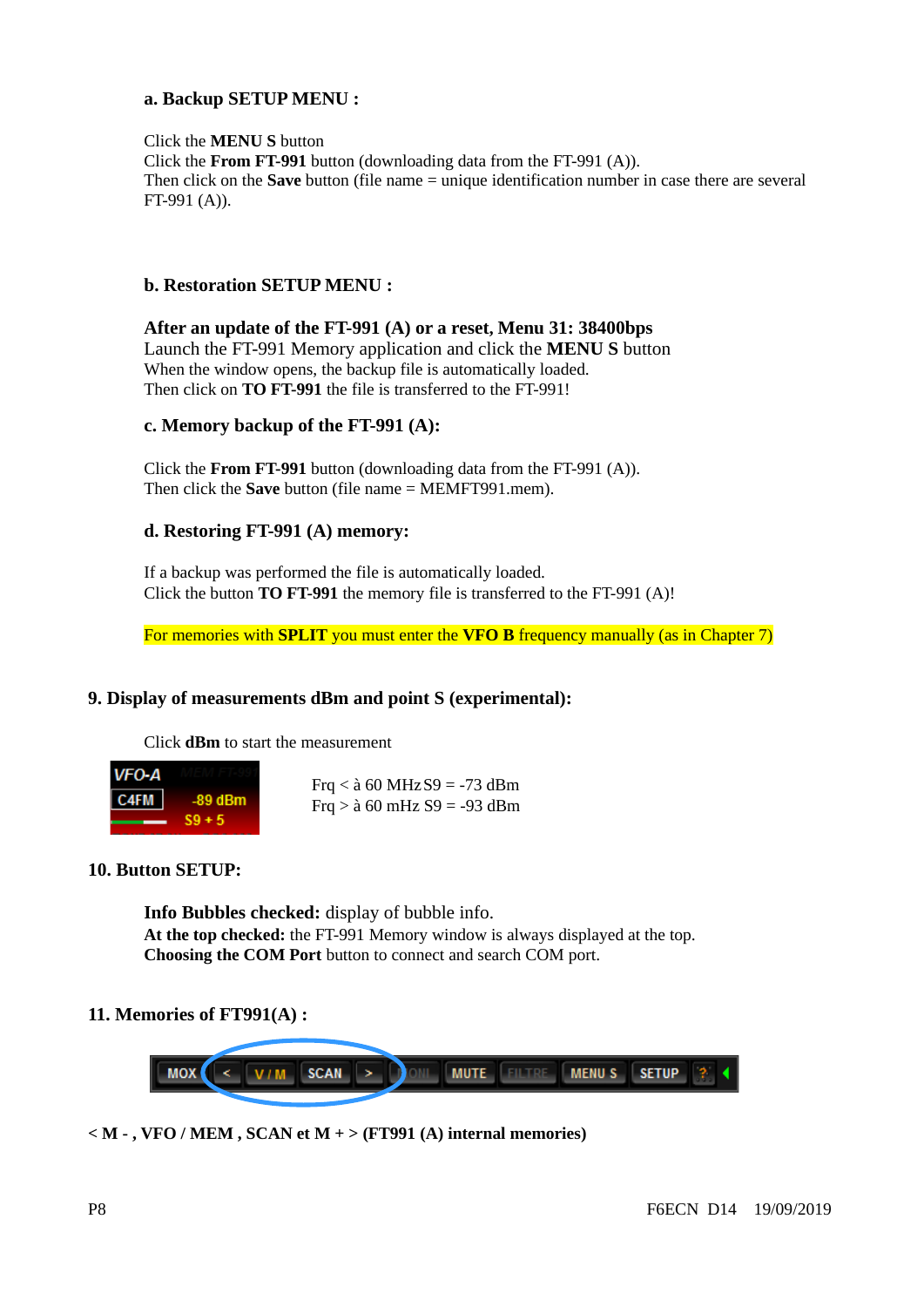### a. Backup SETUP MENU :

Click the **MENU S** button
Click the **From FT-991** button (downloading data from the FT-991 (A)).
Then click on the **Save** button (file name = unique identification number in case there are several FT-991 (A)).

### b. Restoration SETUP MENU :

**After an update of the FT-991 (A) or a reset, Menu 31: 38400bps**
Launch the FT-991 Memory application and click the **MENU S** button
When the window opens, the backup file is automatically loaded.
Then click on **TO FT-991** the file is transferred to the FT-991!

### c. Memory backup of the FT-991 (A):

Click the **From FT-991** button (downloading data from the FT-991 (A)).
Then click the **Save** button (file name = MEMFT991.mem).

### d. Restoring FT-991 (A) memory:

If a backup was performed the file is automatically loaded.
Click the button **TO FT-991** the memory file is transferred to the FT-991 (A)!

For memories with **SPLIT** you must enter the **VFO B** frequency manually (as in Chapter 7)

## 9. Display of measurements dBm and point S (experimental):

Click **dBm** to start the measurement

Frq < à 60 MHz S9 = -73 dBm
Frq > à 60 mHz S9 = -93 dBm

## 10. Button SETUP:

**Info Bubbles checked:** display of bubble info.
**At the top checked:** the FT-991 Memory window is always displayed at the top.
**Choosing the COM Port** button to connect and search COM port.

## 11. Memories of FT991(A) :

**< M - , VFO / MEM , SCAN et M + > (FT991 (A) internal memories)**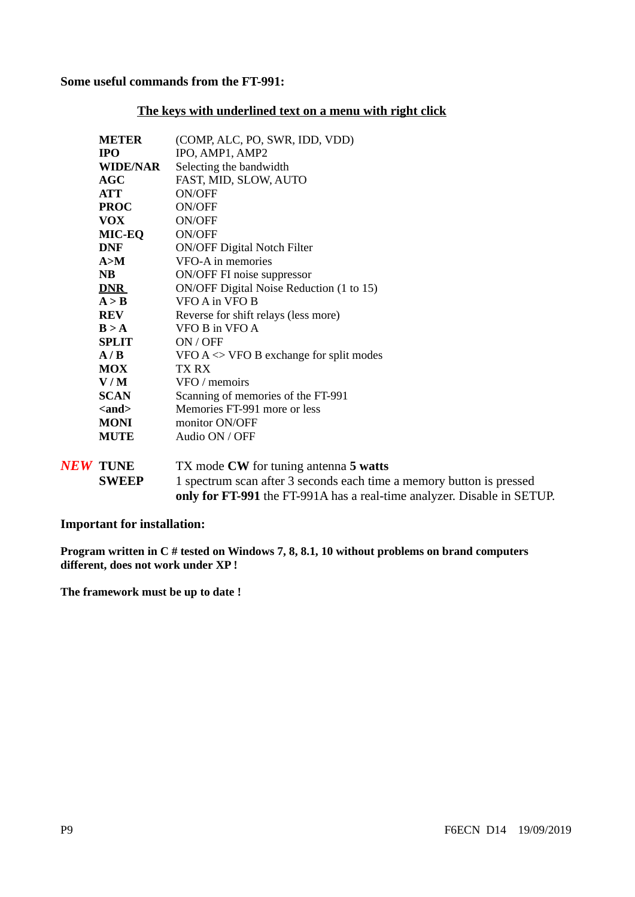**Some useful commands from the FT-991:**

**<u>The keys with underlined text on a menu with right click</u>**

| | |
|---|---|
| **METER** | (COMP, ALC, PO, SWR, IDD, VDD) |
| **IPO** | IPO, AMP1, AMP2 |
| **WIDE/NAR** | Selecting the bandwidth |
| **AGC** | FAST, MID, SLOW, AUTO |
| **ATT** | ON/OFF |
| **PROC** | ON/OFF |
| **VOX** | ON/OFF |
| **MIC-EQ** | ON/OFF |
| **DNF** | ON/OFF Digital Notch Filter |
| **A>M** | VFO-A in memories |
| **NB** | ON/OFF FI noise suppressor |
| **<u>DNR</u>** | ON/OFF Digital Noise Reduction (1 to 15) |
| **A > B** | VFO A in VFO B |
| **REV** | Reverse for shift relays (less more) |
| **B > A** | VFO B in VFO A |
| **SPLIT** | ON / OFF |
| **A / B** | VFO A <> VFO B exchange for split modes |
| **MOX** | TX RX |
| **V / M** | VFO / memoirs |
| **SCAN** | Scanning of memories of the FT-991 |
| **<and>** | Memories FT-991 more or less |
| **MONI** | monitor ON/OFF |
| **MUTE** | Audio ON / OFF |

***NEW*** **TUNE** — TX mode **CW** for tuning antenna **5 watts**

**SWEEP** — 1 spectrum scan after 3 seconds each time a memory button is pressed **only for FT-991** the FT-991A has a real-time analyzer. Disable in SETUP.

**Important for installation:**

**Program written in C # tested on Windows 7, 8, 8.1, 10 without problems on brand computers different, does not work under XP !**

**The framework must be up to date !**